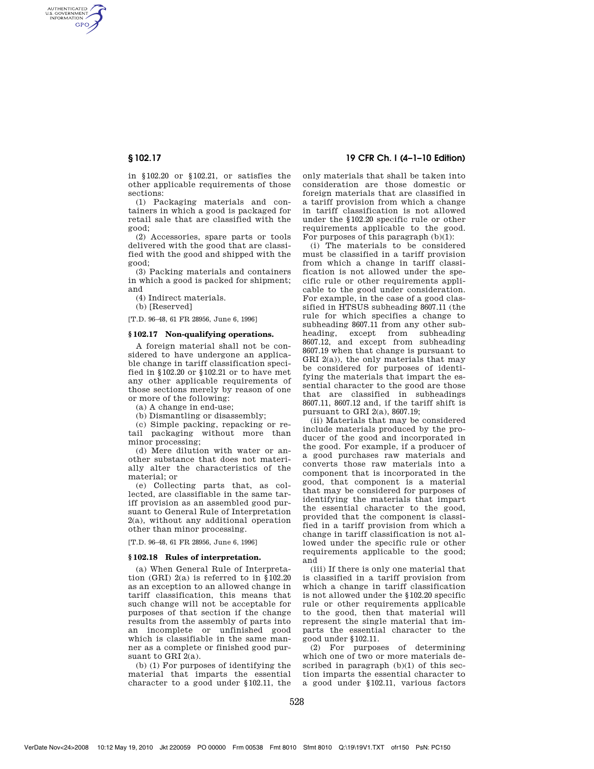in §102.20 or §102.21, or satisfies the other applicable requirements of those sections:

(1) Packaging materials and containers in which a good is packaged for retail sale that are classified with the good;

(2) Accessories, spare parts or tools delivered with the good that are classified with the good and shipped with the good;

(3) Packing materials and containers in which a good is packed for shipment; and

(4) Indirect materials.

(b) [Reserved]

[T.D. 96–48, 61 FR 28956, June 6, 1996]

### § 102.17 Non-qualifying operations.

A foreign material shall not be considered to have undergone an applicable change in tariff classification specified in §102.20 or §102.21 or to have met any other applicable requirements of those sections merely by reason of one or more of the following:

(a) A change in end-use;

(b) Dismantling or disassembly;

(c) Simple packing, repacking or retail packaging without more than minor processing;

(d) Mere dilution with water or another substance that does not materially alter the characteristics of the material; or

(e) Collecting parts that, as collected, are classifiable in the same tariff provision as an assembled good pursuant to General Rule of Interpretation 2(a), without any additional operation other than minor processing.

[T.D. 96–48, 61 FR 28956, June 6, 1996]

### § 102.18 Rules of interpretation.

(a) When General Rule of Interpretation (GRI) 2(a) is referred to in §102.20 as an exception to an allowed change in tariff classification, this means that such change will not be acceptable for purposes of that section if the change results from the assembly of parts into an incomplete or unfinished good which is classifiable in the same manner as a complete or finished good pursuant to GRI 2(a).

(b) (1) For purposes of identifying the material that imparts the essential character to a good under §102.11, the only materials that shall be taken into consideration are those domestic or foreign materials that are classified in a tariff provision from which a change in tariff classification is not allowed under the §102.20 specific rule or other requirements applicable to the good. For purposes of this paragraph (b)(1):

(i) The materials to be considered must be classified in a tariff provision from which a change in tariff classification is not allowed under the specific rule or other requirements applicable to the good under consideration. For example, in the case of a good classified in HTSUS subheading 8607.11 (the rule for which specifies a change to subheading 8607.11 from any other subheading, except from subheading 8607.12, and except from subheading 8607.19 when that change is pursuant to GRI 2(a)), the only materials that may be considered for purposes of identifying the materials that impart the essential character to the good are those that are classified in subheadings 8607.11, 8607.12 and, if the tariff shift is pursuant to GRI 2(a), 8607.19;

(ii) Materials that may be considered include materials produced by the producer of the good and incorporated in the good. For example, if a producer of a good purchases raw materials and converts those raw materials into a component that is incorporated in the good, that component is a material that may be considered for purposes of identifying the materials that impart the essential character to the good, provided that the component is classified in a tariff provision from which a change in tariff classification is not allowed under the specific rule or other requirements applicable to the good; and

(iii) If there is only one material that is classified in a tariff provision from which a change in tariff classification is not allowed under the §102.20 specific rule or other requirements applicable to the good, then that material will represent the single material that imparts the essential character to the good under §102.11.

(2) For purposes of determining which one of two or more materials described in paragraph (b)(1) of this section imparts the essential character to a good under §102.11, various factors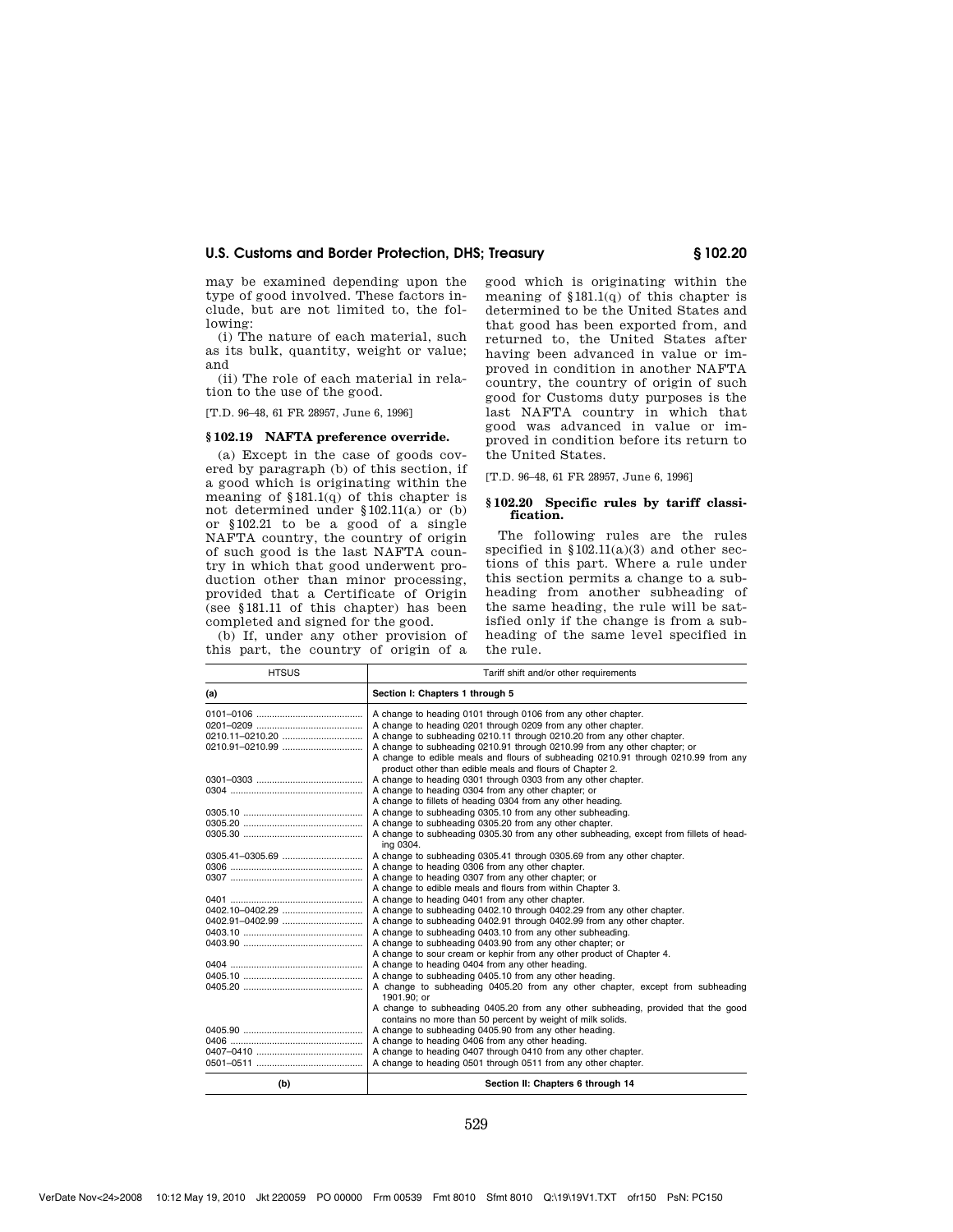may be examined depending upon the type of good involved. These factors include, but are not limited to, the following:

(i) The nature of each material, such as its bulk, quantity, weight or value; and

(ii) The role of each material in relation to the use of the good.

[T.D. 96–48, 61 FR 28957, June 6, 1996]

### § 102.19 NAFTA preference override.

(a) Except in the case of goods covered by paragraph (b) of this section, if a good which is originating within the meaning of §181.1(q) of this chapter is not determined under §102.11(a) or (b) or §102.21 to be a good of a single NAFTA country, the country of origin of such good is the last NAFTA country in which that good underwent production other than minor processing, provided that a Certificate of Origin (see §181.11 of this chapter) has been completed and signed for the good.

(b) If, under any other provision of this part, the country of origin of a good which is originating within the meaning of §181.1(q) of this chapter is determined to be the United States and that good has been exported from, and returned to, the United States after having been advanced in value or improved in condition in another NAFTA country, the country of origin of such good for Customs duty purposes is the last NAFTA country in which that good was advanced in value or improved in condition before its return to the United States.

[T.D. 96–48, 61 FR 28957, June 6, 1996]

### § 102.20 Specific rules by tariff classification.

The following rules are the rules specified in §102.11(a)(3) and other sections of this part. Where a rule under this section permits a change to a subheading from another subheading of the same heading, the rule will be satisfied only if the change is from a subheading of the same level specified in the rule.

| HTSUS | Tariff shift and/or other requirements |
|---|---|
| **(a)** | **Section I: Chapters 1 through 5** |
| 0101–0106 | A change to heading 0101 through 0106 from any other chapter. |
| 0201–0209 | A change to heading 0201 through 0209 from any other chapter. |
| 0210.11–0210.20 | A change to subheading 0210.11 through 0210.20 from any other chapter. |
| 0210.91–0210.99 | A change to subheading 0210.91 through 0210.99 from any other chapter; or<br>A change to edible meals and flours of subheading 0210.91 through 0210.99 from any product other than edible meals and flours of Chapter 2. |
| 0301–0303 | A change to heading 0301 through 0303 from any other chapter. |
| 0304 | A change to heading 0304 from any other chapter; or<br>A change to fillets of heading 0304 from any other heading. |
| 0305.10 | A change to subheading 0305.10 from any other subheading. |
| 0305.20 | A change to subheading 0305.20 from any other chapter. |
| 0305.30 | A change to subheading 0305.30 from any other subheading, except from fillets of heading 0304. |
| 0305.41–0305.69 | A change to subheading 0305.41 through 0305.69 from any other chapter. |
| 0306 | A change to heading 0306 from any other chapter. |
| 0307 | A change to heading 0307 from any other chapter; or<br>A change to edible meals and flours from within Chapter 3. |
| 0401 | A change to heading 0401 from any other chapter. |
| 0402.10–0402.29 | A change to subheading 0402.10 through 0402.29 from any other chapter. |
| 0402.91–0402.99 | A change to subheading 0402.91 through 0402.99 from any other chapter. |
| 0403.10 | A change to subheading 0403.10 from any other subheading. |
| 0403.90 | A change to subheading 0403.90 from any other chapter; or<br>A change to sour cream or kephir from any other product of Chapter 4. |
| 0404 | A change to heading 0404 from any other heading. |
| 0405.10 | A change to subheading 0405.10 from any other heading. |
| 0405.20 | A change to subheading 0405.20 from any other chapter, except from subheading 1901.90; or<br>A change to subheading 0405.20 from any other subheading, provided that the good contains no more than 50 percent by weight of milk solids. |
| 0405.90 | A change to subheading 0405.90 from any other heading. |
| 0406 | A change to heading 0406 from any other heading. |
| 0407–0410 | A change to heading 0407 through 0410 from any other chapter. |
| 0501–0511 | A change to heading 0501 through 0511 from any other chapter. |
| **(b)** | **Section II: Chapters 6 through 14** |